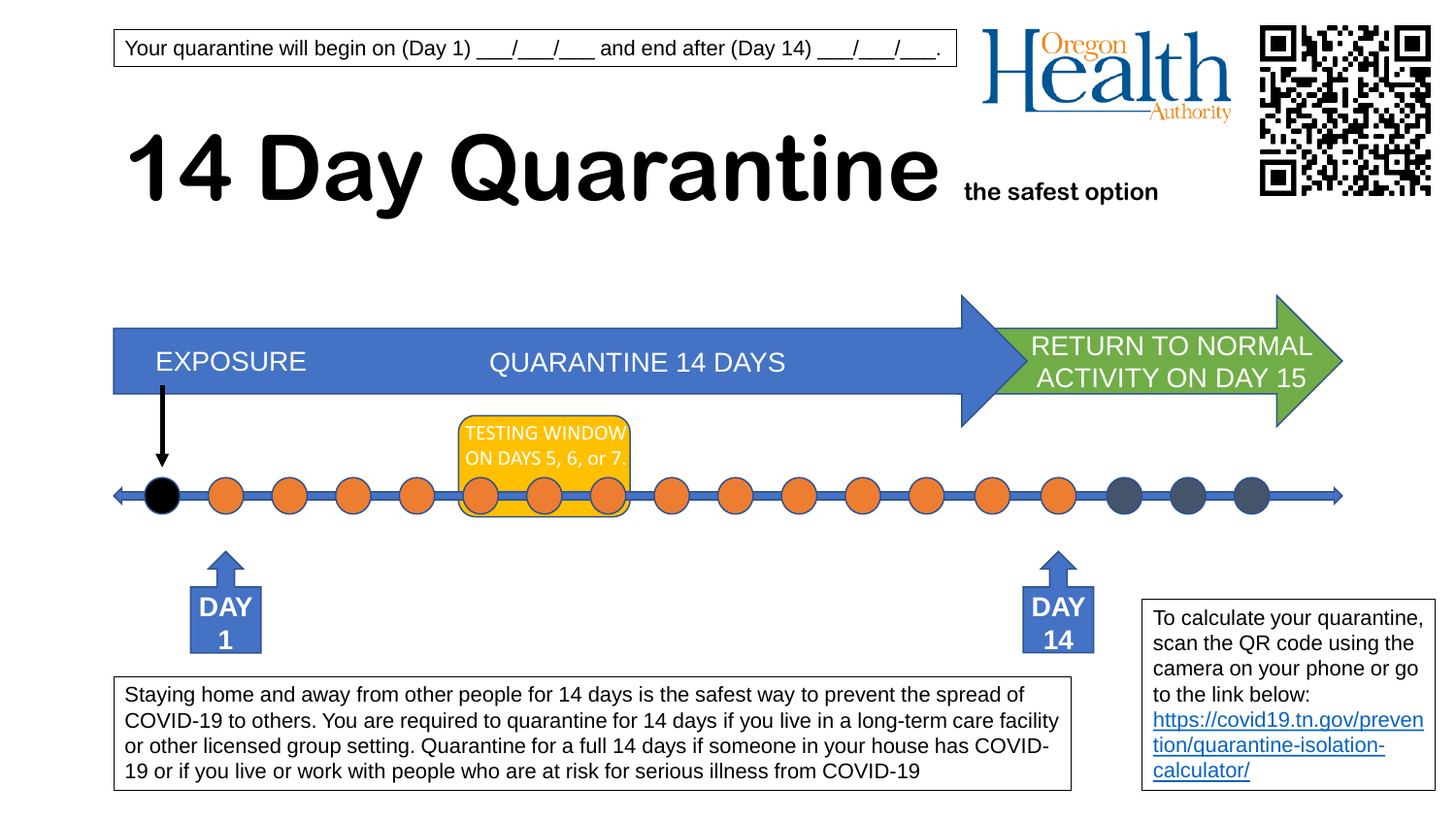Your quarantine will begin on (Day 1) ___/___/___ and end after (Day 14) ___/___/___.

# 14 Day Quarantine

**the safest option**

EXPOSURE

QUARANTINE 14 DAYS

RETURN TO NORMAL ACTIVITY ON DAY 15

TESTING WINDOW ON DAYS 5, 6, or 7.

**DAY 1**

**DAY 14**

Staying home and away from other people for 14 days is the safest way to prevent the spread of COVID-19 to others. You are required to quarantine for 14 days if you live in a long-term care facility or other licensed group setting. Quarantine for a full 14 days if someone in your house has COVID-19 or if you live or work with people who are at risk for serious illness from COVID-19

To calculate your quarantine, scan the QR code using the camera on your phone or go to the link below: [https://covid19.tn.gov/prevention/quarantine-isolation-calculator/](https://covid19.tn.gov/prevention/quarantine-isolation-calculator/)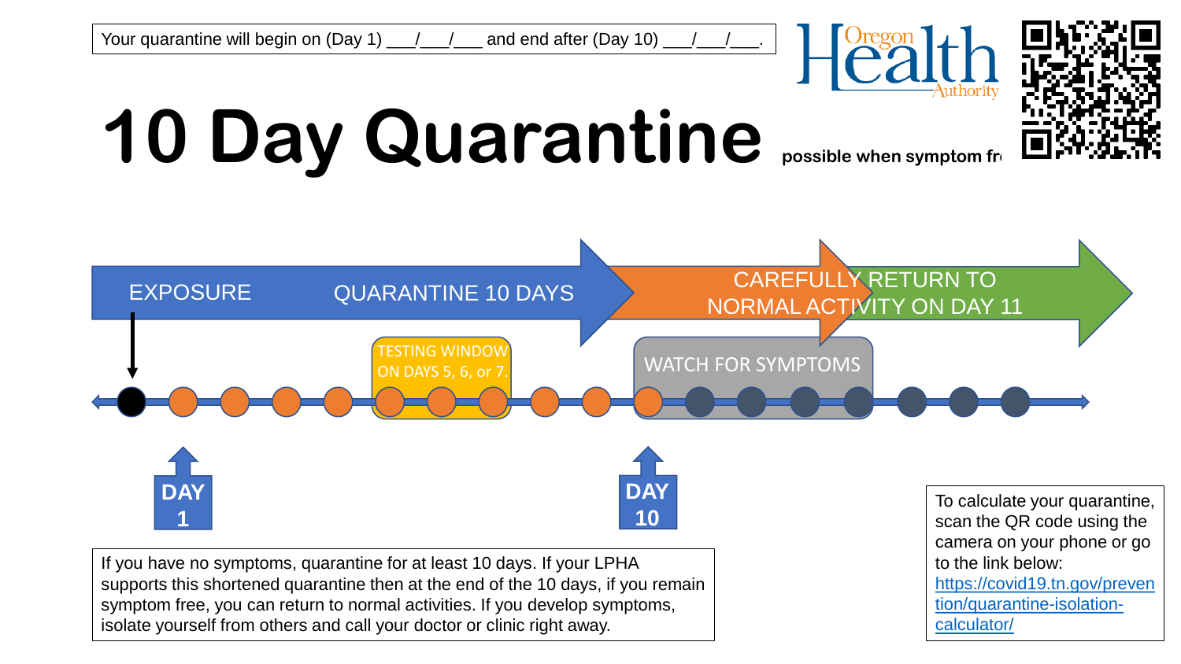Your quarantine will begin on (Day 1) ___/___/___ and end after (Day 10) ___/___/___.

# 10 Day Quarantine

possible when symptom fr

EXPOSURE

QUARANTINE 10 DAYS

CAREFULLY RETURN TO NORMAL ACTIVITY ON DAY 11

TESTING WINDOW ON DAYS 5, 6, or 7.

WATCH FOR SYMPTOMS

DAY 1

DAY 10

If you have no symptoms, quarantine for at least 10 days. If your LPHA supports this shortened quarantine then at the end of the 10 days, if you remain symptom free, you can return to normal activities. If you develop symptoms, isolate yourself from others and call your doctor or clinic right away.

To calculate your quarantine, scan the QR code using the camera on your phone or go to the link below: https://covid19.tn.gov/prevention/quarantine-isolation-calculator/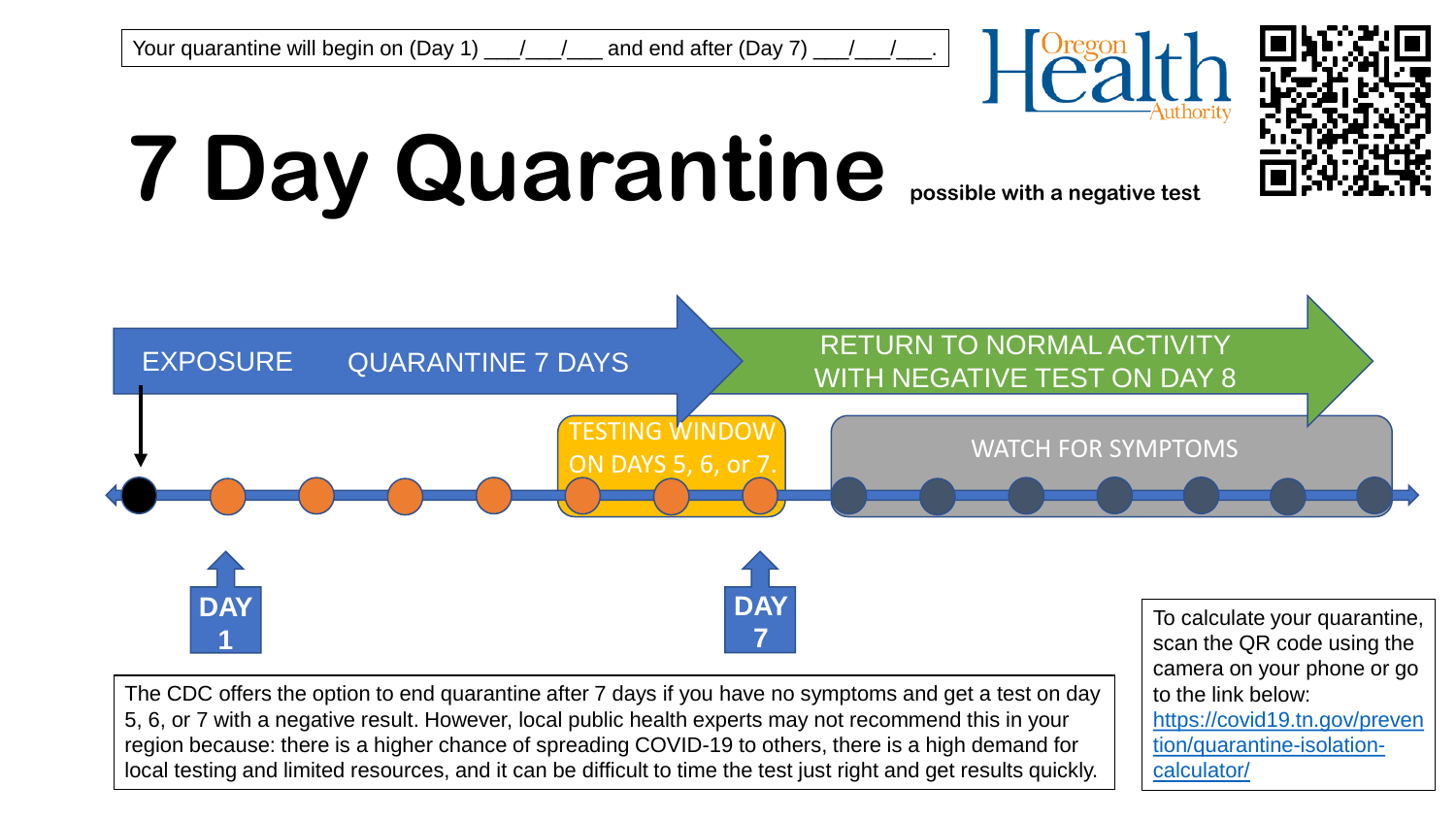Your quarantine will begin on (Day 1) ___/___/___ and end after (Day 7) ___/___/___.

Oregon Health Authority

# 7 Day Quarantine

possible with a negative test

EXPOSURE

QUARANTINE 7 DAYS

RETURN TO NORMAL ACTIVITY WITH NEGATIVE TEST ON DAY 8

TESTING WINDOW ON DAYS 5, 6, or 7.

WATCH FOR SYMPTOMS

DAY 1

DAY 7

The CDC offers the option to end quarantine after 7 days if you have no symptoms and get a test on day 5, 6, or 7 with a negative result. However, local public health experts may not recommend this in your region because: there is a higher chance of spreading COVID-19 to others, there is a high demand for local testing and limited resources, and it can be difficult to time the test just right and get results quickly.

To calculate your quarantine, scan the QR code using the camera on your phone or go to the link below: https://covid19.tn.gov/prevention/quarantine-isolation-calculator/